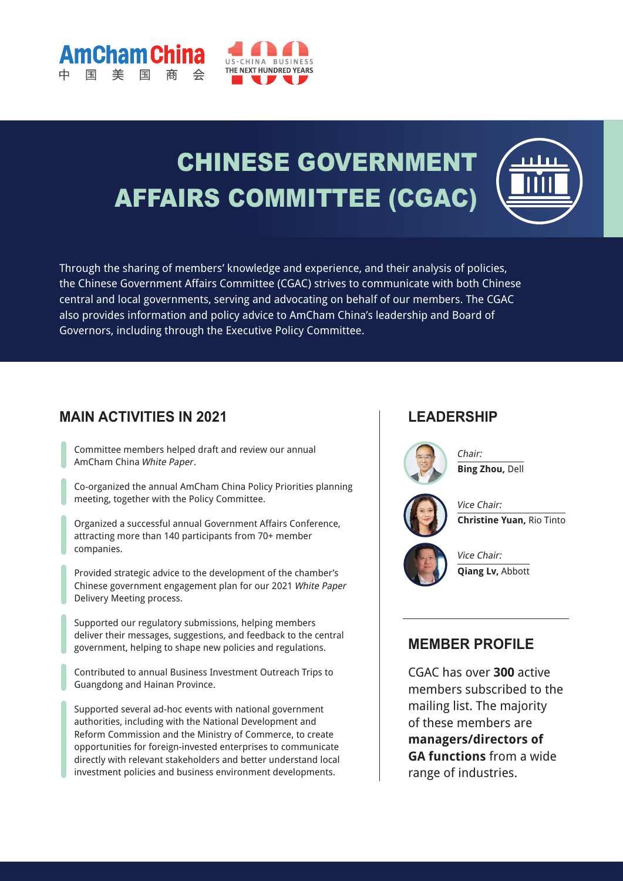# CHINESE GOVERNMENT AFFAIRS COMMITTEE (CGAC)

Through the sharing of members' knowledge and experience, and their analysis of policies, the Chinese Government Affairs Committee (CGAC) strives to communicate with both Chinese central and local governments, serving and advocating on behalf of our members. The CGAC also provides information and policy advice to AmCham China's leadership and Board of Governors, including through the Executive Policy Committee.

## MAIN ACTIVITIES IN 2021

- Committee members helped draft and review our annual AmCham China *White Paper*.
- Co-organized the annual AmCham China Policy Priorities planning meeting, together with the Policy Committee.
- Organized a successful annual Government Affairs Conference, attracting more than 140 participants from 70+ member companies.
- Provided strategic advice to the development of the chamber's Chinese government engagement plan for our 2021 *White Paper* Delivery Meeting process.
- Supported our regulatory submissions, helping members deliver their messages, suggestions, and feedback to the central government, helping to shape new policies and regulations.
- Contributed to annual Business Investment Outreach Trips to Guangdong and Hainan Province.
- Supported several ad-hoc events with national government authorities, including with the National Development and Reform Commission and the Ministry of Commerce, to create opportunities for foreign-invested enterprises to communicate directly with relevant stakeholders and better understand local investment policies and business environment developments.

## LEADERSHIP

*Chair:*
**Bing Zhou,** Dell

*Vice Chair:*
**Christine Yuan,** Rio Tinto

*Vice Chair:*
**Qiang Lv,** Abbott

## MEMBER PROFILE

CGAC has over **300** active members subscribed to the mailing list. The majority of these members are **managers/directors of GA functions** from a wide range of industries.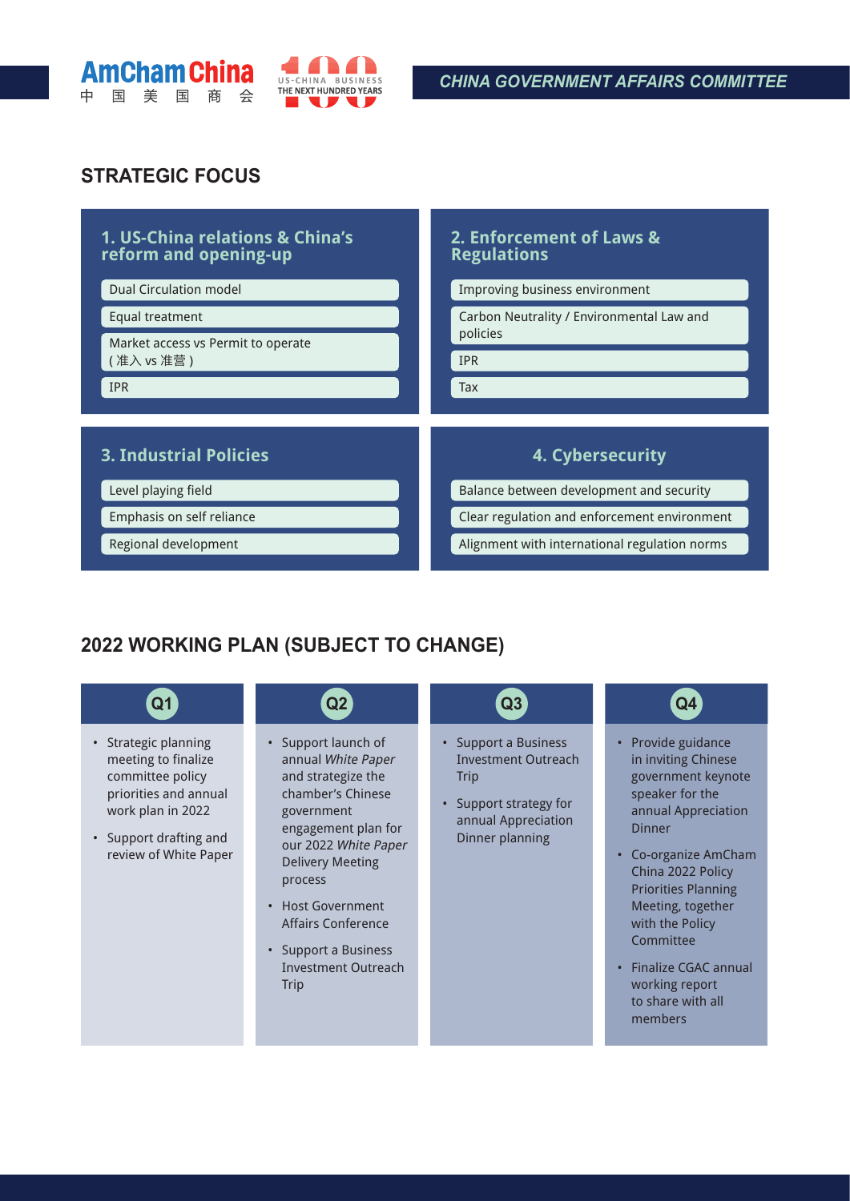## STRATEGIC FOCUS

### 1. US-China relations & China's reform and opening-up

- Dual Circulation model
- Equal treatment
- Market access vs Permit to operate (准入 vs 准营)
- IPR

### 2. Enforcement of Laws & Regulations

- Improving business environment
- Carbon Neutrality / Environmental Law and policies
- IPR
- Tax

### 3. Industrial Policies

- Level playing field
- Emphasis on self reliance
- Regional development

### 4. Cybersecurity

- Balance between development and security
- Clear regulation and enforcement environment
- Alignment with international regulation norms

## 2022 WORKING PLAN (SUBJECT TO CHANGE)

### Q1

- Strategic planning meeting to finalize committee policy priorities and annual work plan in 2022
- Support drafting and review of White Paper

### Q2

- Support launch of annual *White Paper* and strategize the chamber's Chinese government engagement plan for our 2022 *White Paper* Delivery Meeting process
- Host Government Affairs Conference
- Support a Business Investment Outreach Trip

### Q3

- Support a Business Investment Outreach Trip
- Support strategy for annual Appreciation Dinner planning

### Q4

- Provide guidance in inviting Chinese government keynote speaker for the annual Appreciation Dinner
- Co-organize AmCham China 2022 Policy Priorities Planning Meeting, together with the Policy Committee
- Finalize CGAC annual working report to share with all members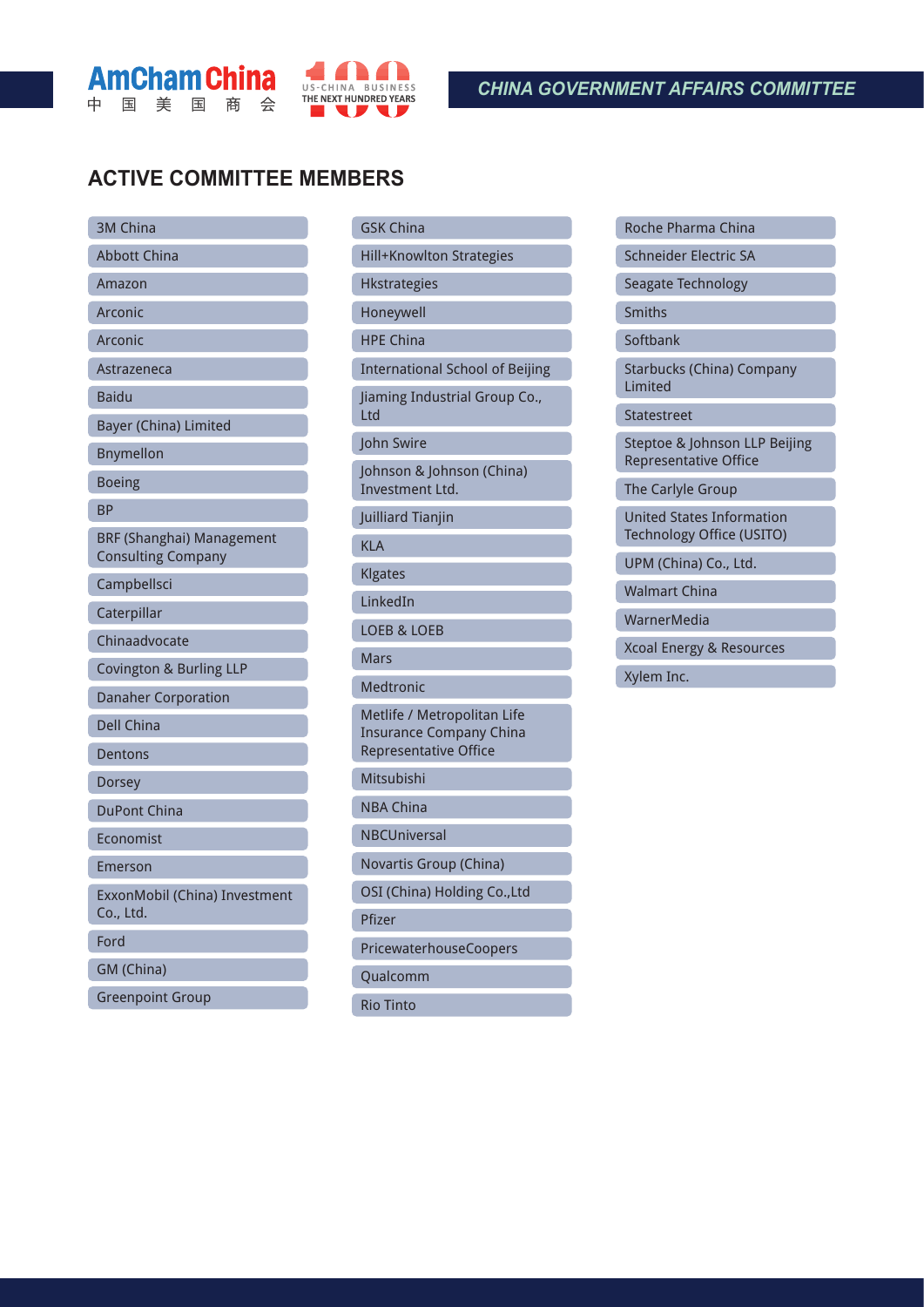## ACTIVE COMMITTEE MEMBERS

- 3M China
- Abbott China
- Amazon
- Arconic
- Arconic
- Astrazeneca
- Baidu
- Bayer (China) Limited
- Bnymellon
- Boeing
- BP
- BRF (Shanghai) Management Consulting Company
- Campbellsci
- Caterpillar
- Chinaadvocate
- Covington & Burling LLP
- Danaher Corporation
- Dell China
- Dentons
- Dorsey
- DuPont China
- Economist
- Emerson
- ExxonMobil (China) Investment Co., Ltd.
- Ford
- GM (China)
- Greenpoint Group
- GSK China
- Hill+Knowlton Strategies
- Hkstrategies
- Honeywell
- HPE China
- International School of Beijing
- Jiaming Industrial Group Co., Ltd
- John Swire
- Johnson & Johnson (China) Investment Ltd.
- Juilliard Tianjin
- KLA
- Klgates
- LinkedIn
- LOEB & LOEB
- Mars
- Medtronic
- Metlife / Metropolitan Life Insurance Company China Representative Office
- Mitsubishi
- NBA China
- NBCUniversal
- Novartis Group (China)
- OSI (China) Holding Co.,Ltd
- Pfizer
- PricewaterhouseCoopers
- Qualcomm
- Rio Tinto
- Roche Pharma China
- Schneider Electric SA
- Seagate Technology
- Smiths
- Softbank
- Starbucks (China) Company Limited
- Statestreet
- Steptoe & Johnson LLP Beijing Representative Office
- The Carlyle Group
- United States Information Technology Office (USITO)
- UPM (China) Co., Ltd.
- Walmart China
- WarnerMedia
- Xcoal Energy & Resources
- Xylem Inc.